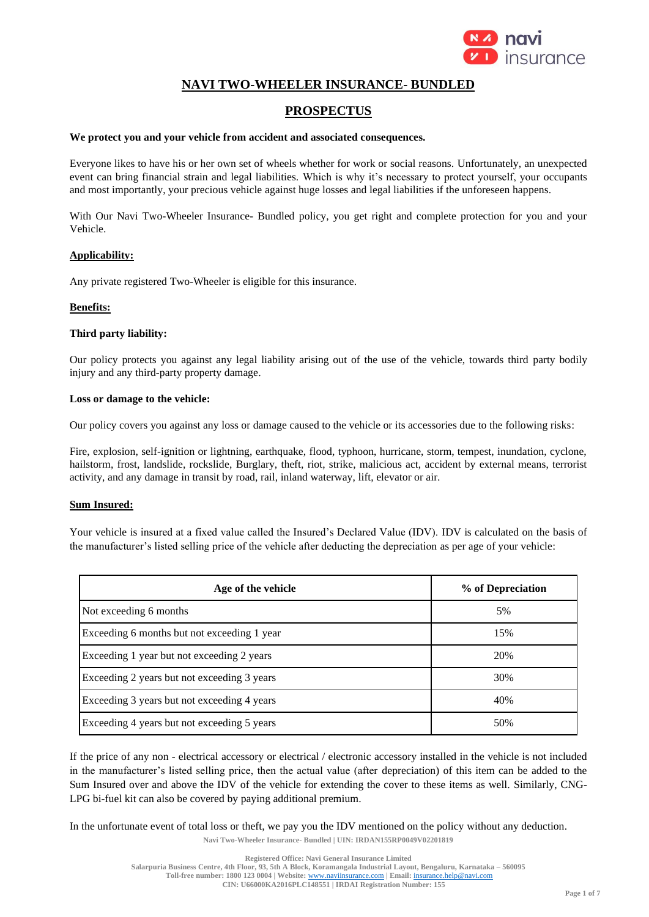# NAVI TWO-WHEELER INSURANCE- BUNDLED

## PROSPECTUS

**We protect you and your vehicle from accident and associated consequences.**

Everyone likes to have his or her own set of wheels whether for work or social reasons. Unfortunately, an unexpected event can bring financial strain and legal liabilities. Which is why it's necessary to protect yourself, your occupants and most importantly, your precious vehicle against huge losses and legal liabilities if the unforeseen happens.

With Our Navi Two-Wheeler Insurance- Bundled policy, you get right and complete protection for you and your Vehicle.

### Applicability:

Any private registered Two-Wheeler is eligible for this insurance.

### Benefits:

**Third party liability:**

Our policy protects you against any legal liability arising out of the use of the vehicle, towards third party bodily injury and any third-party property damage.

**Loss or damage to the vehicle:**

Our policy covers you against any loss or damage caused to the vehicle or its accessories due to the following risks:

Fire, explosion, self-ignition or lightning, earthquake, flood, typhoon, hurricane, storm, tempest, inundation, cyclone, hailstorm, frost, landslide, rockslide, Burglary, theft, riot, strike, malicious act, accident by external means, terrorist activity, and any damage in transit by road, rail, inland waterway, lift, elevator or air.

### Sum Insured:

Your vehicle is insured at a fixed value called the Insured's Declared Value (IDV). IDV is calculated on the basis of the manufacturer's listed selling price of the vehicle after deducting the depreciation as per age of your vehicle:

| Age of the vehicle | % of Depreciation |
|---|---|
| Not exceeding 6 months | 5% |
| Exceeding 6 months but not exceeding 1 year | 15% |
| Exceeding 1 year but not exceeding 2 years | 20% |
| Exceeding 2 years but not exceeding 3 years | 30% |
| Exceeding 3 years but not exceeding 4 years | 40% |
| Exceeding 4 years but not exceeding 5 years | 50% |

If the price of any non - electrical accessory or electrical / electronic accessory installed in the vehicle is not included in the manufacturer's listed selling price, then the actual value (after depreciation) of this item can be added to the Sum Insured over and above the IDV of the vehicle for extending the cover to these items as well. Similarly, CNG-LPG bi-fuel kit can also be covered by paying additional premium.

In the unfortunate event of total loss or theft, we pay you the IDV mentioned on the policy without any deduction.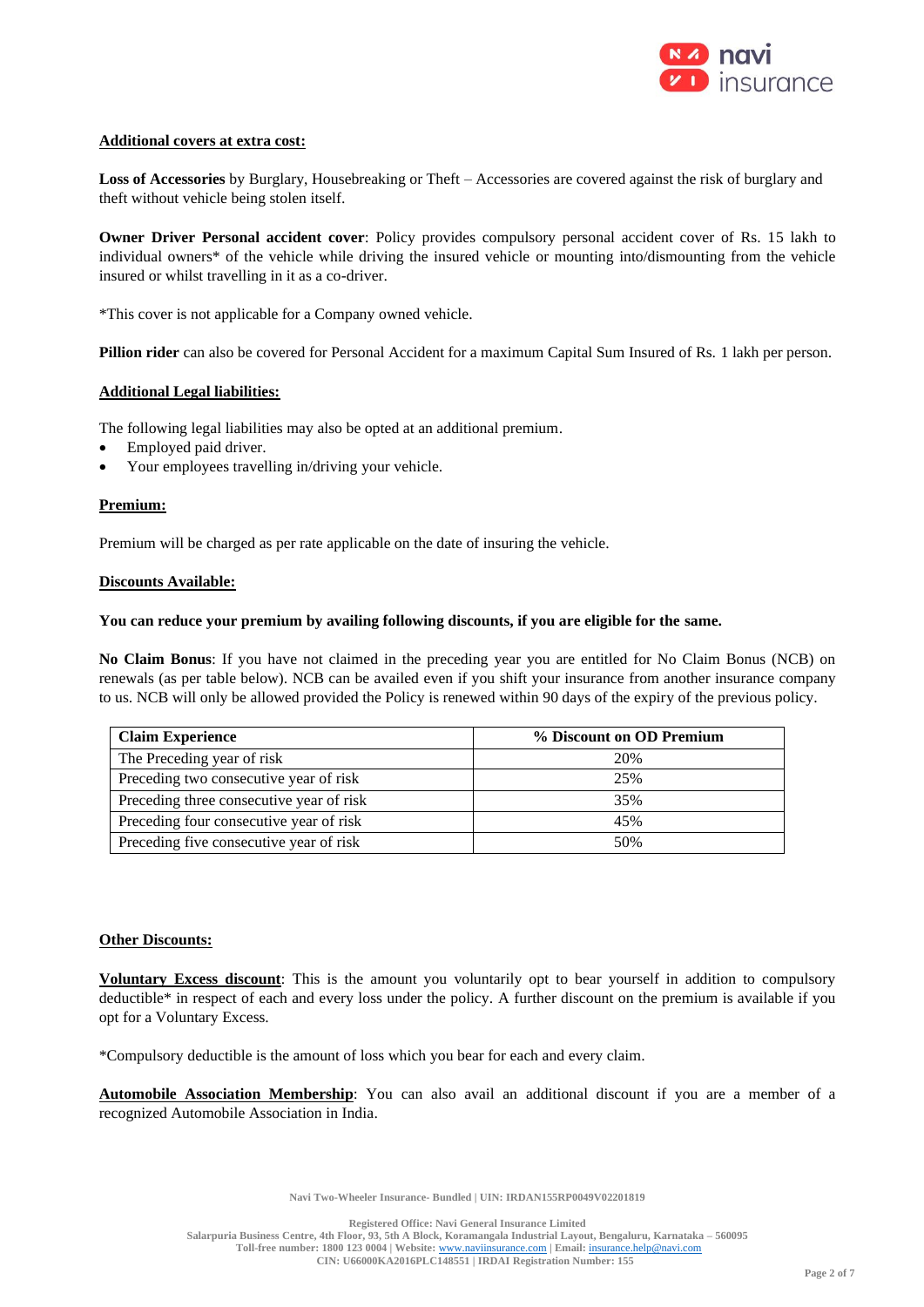**Additional covers at extra cost:**

**Loss of Accessories** by Burglary, Housebreaking or Theft – Accessories are covered against the risk of burglary and theft without vehicle being stolen itself.

**Owner Driver Personal accident cover**: Policy provides compulsory personal accident cover of Rs. 15 lakh to individual owners* of the vehicle while driving the insured vehicle or mounting into/dismounting from the vehicle insured or whilst travelling in it as a co-driver.

*This cover is not applicable for a Company owned vehicle.

**Pillion rider** can also be covered for Personal Accident for a maximum Capital Sum Insured of Rs. 1 lakh per person.

**Additional Legal liabilities:**

The following legal liabilities may also be opted at an additional premium.

- Employed paid driver.
- Your employees travelling in/driving your vehicle.

**Premium:**

Premium will be charged as per rate applicable on the date of insuring the vehicle.

**Discounts Available:**

**You can reduce your premium by availing following discounts, if you are eligible for the same.**

**No Claim Bonus**: If you have not claimed in the preceding year you are entitled for No Claim Bonus (NCB) on renewals (as per table below). NCB can be availed even if you shift your insurance from another insurance company to us. NCB will only be allowed provided the Policy is renewed within 90 days of the expiry of the previous policy.

| Claim Experience | % Discount on OD Premium |
|---|---|
| The Preceding year of risk | 20% |
| Preceding two consecutive year of risk | 25% |
| Preceding three consecutive year of risk | 35% |
| Preceding four consecutive year of risk | 45% |
| Preceding five consecutive year of risk | 50% |

**Other Discounts:**

**Voluntary Excess discount**: This is the amount you voluntarily opt to bear yourself in addition to compulsory deductible* in respect of each and every loss under the policy. A further discount on the premium is available if you opt for a Voluntary Excess.

*Compulsory deductible is the amount of loss which you bear for each and every claim.

**Automobile Association Membership**: You can also avail an additional discount if you are a member of a recognized Automobile Association in India.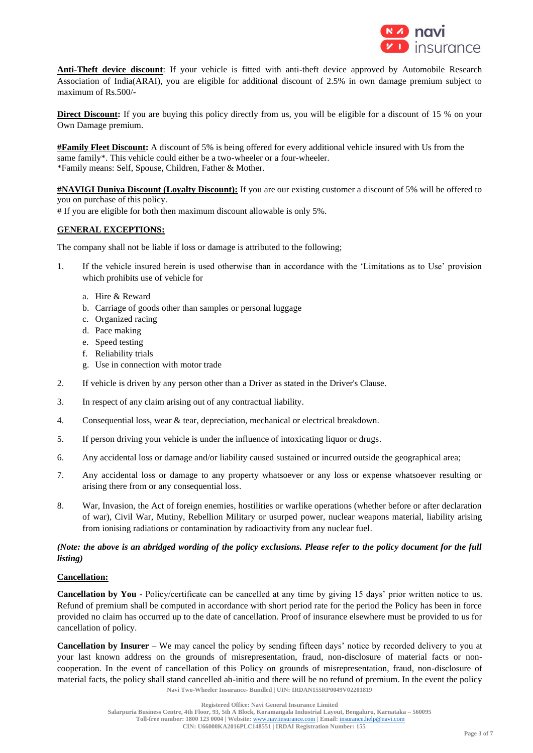**Anti-Theft device discount**: If your vehicle is fitted with anti-theft device approved by Automobile Research Association of India(ARAI), you are eligible for additional discount of 2.5% in own damage premium subject to maximum of Rs.500/-

**Direct Discount:** If you are buying this policy directly from us, you will be eligible for a discount of 15 % on your Own Damage premium.

**#Family Fleet Discount:** A discount of 5% is being offered for every additional vehicle insured with Us from the same family*. This vehicle could either be a two-wheeler or a four-wheeler.
*Family means: Self, Spouse, Children, Father & Mother.

**#NAVIGI Duniya Discount (Loyalty Discount):** If you are our existing customer a discount of 5% will be offered to you on purchase of this policy.
# If you are eligible for both then maximum discount allowable is only 5%.

**GENERAL EXCEPTIONS:**

The company shall not be liable if loss or damage is attributed to the following;

1. If the vehicle insured herein is used otherwise than in accordance with the 'Limitations as to Use' provision which prohibits use of vehicle for
   a. Hire & Reward
   b. Carriage of goods other than samples or personal luggage
   c. Organized racing
   d. Pace making
   e. Speed testing
   f. Reliability trials
   g. Use in connection with motor trade
2. If vehicle is driven by any person other than a Driver as stated in the Driver's Clause.
3. In respect of any claim arising out of any contractual liability.
4. Consequential loss, wear & tear, depreciation, mechanical or electrical breakdown.
5. If person driving your vehicle is under the influence of intoxicating liquor or drugs.
6. Any accidental loss or damage and/or liability caused sustained or incurred outside the geographical area;
7. Any accidental loss or damage to any property whatsoever or any loss or expense whatsoever resulting or arising there from or any consequential loss.
8. War, Invasion, the Act of foreign enemies, hostilities or warlike operations (whether before or after declaration of war), Civil War, Mutiny, Rebellion Military or usurped power, nuclear weapons material, liability arising from ionising radiations or contamination by radioactivity from any nuclear fuel.

***(Note: the above is an abridged wording of the policy exclusions. Please refer to the policy document for the full listing)***

**Cancellation:**

**Cancellation by You** - Policy/certificate can be cancelled at any time by giving 15 days' prior written notice to us. Refund of premium shall be computed in accordance with short period rate for the period the Policy has been in force provided no claim has occurred up to the date of cancellation. Proof of insurance elsewhere must be provided to us for cancellation of policy.

**Cancellation by Insurer** – We may cancel the policy by sending fifteen days' notice by recorded delivery to you at your last known address on the grounds of misrepresentation, fraud, non-disclosure of material facts or non-cooperation. In the event of cancellation of this Policy on grounds of misrepresentation, fraud, non-disclosure of material facts, the policy shall stand cancelled ab-initio and there will be no refund of premium. In the event the policy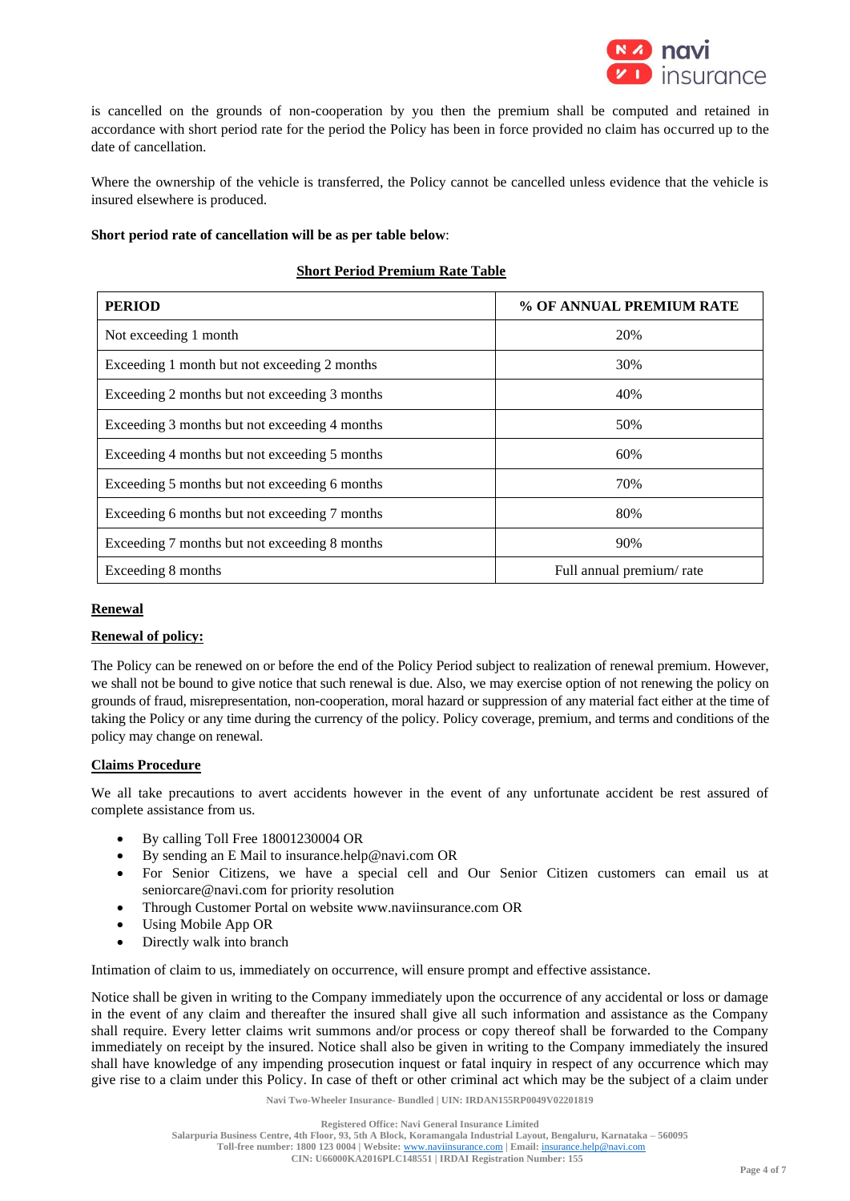is cancelled on the grounds of non-cooperation by you then the premium shall be computed and retained in accordance with short period rate for the period the Policy has been in force provided no claim has occurred up to the date of cancellation.

Where the ownership of the vehicle is transferred, the Policy cannot be cancelled unless evidence that the vehicle is insured elsewhere is produced.

**Short period rate of cancellation will be as per table below**:

**Short Period Premium Rate Table**

| PERIOD | % OF ANNUAL PREMIUM RATE |
|---|---|
| Not exceeding 1 month | 20% |
| Exceeding 1 month but not exceeding 2 months | 30% |
| Exceeding 2 months but not exceeding 3 months | 40% |
| Exceeding 3 months but not exceeding 4 months | 50% |
| Exceeding 4 months but not exceeding 5 months | 60% |
| Exceeding 5 months but not exceeding 6 months | 70% |
| Exceeding 6 months but not exceeding 7 months | 80% |
| Exceeding 7 months but not exceeding 8 months | 90% |
| Exceeding 8 months | Full annual premium/ rate |

## Renewal

### Renewal of policy:

The Policy can be renewed on or before the end of the Policy Period subject to realization of renewal premium. However, we shall not be bound to give notice that such renewal is due. Also, we may exercise option of not renewing the policy on grounds of fraud, misrepresentation, non-cooperation, moral hazard or suppression of any material fact either at the time of taking the Policy or any time during the currency of the policy. Policy coverage, premium, and terms and conditions of the policy may change on renewal.

## Claims Procedure

We all take precautions to avert accidents however in the event of any unfortunate accident be rest assured of complete assistance from us.

- By calling Toll Free 18001230004 OR
- By sending an E Mail to insurance.help@navi.com OR
- For Senior Citizens, we have a special cell and Our Senior Citizen customers can email us at seniorcare@navi.com for priority resolution
- Through Customer Portal on website www.naviinsurance.com OR
- Using Mobile App OR
- Directly walk into branch

Intimation of claim to us, immediately on occurrence, will ensure prompt and effective assistance.

Notice shall be given in writing to the Company immediately upon the occurrence of any accidental or loss or damage in the event of any claim and thereafter the insured shall give all such information and assistance as the Company shall require. Every letter claims writ summons and/or process or copy thereof shall be forwarded to the Company immediately on receipt by the insured. Notice shall also be given in writing to the Company immediately the insured shall have knowledge of any impending prosecution inquest or fatal inquiry in respect of any occurrence which may give rise to a claim under this Policy. In case of theft or other criminal act which may be the subject of a claim under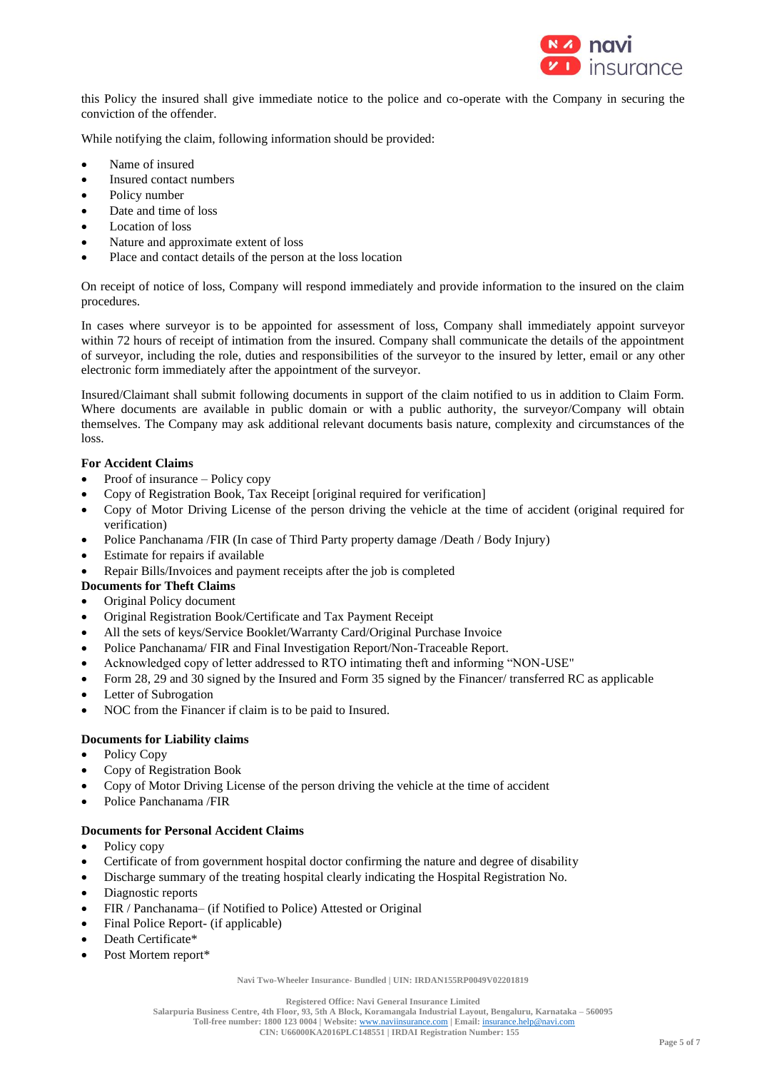this Policy the insured shall give immediate notice to the police and co-operate with the Company in securing the conviction of the offender.

While notifying the claim, following information should be provided:

- Name of insured
- Insured contact numbers
- Policy number
- Date and time of loss
- Location of loss
- Nature and approximate extent of loss
- Place and contact details of the person at the loss location

On receipt of notice of loss, Company will respond immediately and provide information to the insured on the claim procedures.

In cases where surveyor is to be appointed for assessment of loss, Company shall immediately appoint surveyor within 72 hours of receipt of intimation from the insured. Company shall communicate the details of the appointment of surveyor, including the role, duties and responsibilities of the surveyor to the insured by letter, email or any other electronic form immediately after the appointment of the surveyor.

Insured/Claimant shall submit following documents in support of the claim notified to us in addition to Claim Form. Where documents are available in public domain or with a public authority, the surveyor/Company will obtain themselves. The Company may ask additional relevant documents basis nature, complexity and circumstances of the loss.

**For Accident Claims**

- Proof of insurance – Policy copy
- Copy of Registration Book, Tax Receipt [original required for verification]
- Copy of Motor Driving License of the person driving the vehicle at the time of accident (original required for verification)
- Police Panchanama /FIR (In case of Third Party property damage /Death / Body Injury)
- Estimate for repairs if available
- Repair Bills/Invoices and payment receipts after the job is completed

**Documents for Theft Claims**

- Original Policy document
- Original Registration Book/Certificate and Tax Payment Receipt
- All the sets of keys/Service Booklet/Warranty Card/Original Purchase Invoice
- Police Panchanama/ FIR and Final Investigation Report/Non-Traceable Report.
- Acknowledged copy of letter addressed to RTO intimating theft and informing "NON-USE"
- Form 28, 29 and 30 signed by the Insured and Form 35 signed by the Financer/ transferred RC as applicable
- Letter of Subrogation
- NOC from the Financer if claim is to be paid to Insured.

**Documents for Liability claims**

- Policy Copy
- Copy of Registration Book
- Copy of Motor Driving License of the person driving the vehicle at the time of accident
- Police Panchanama /FIR

**Documents for Personal Accident Claims**

- Policy copy
- Certificate of from government hospital doctor confirming the nature and degree of disability
- Discharge summary of the treating hospital clearly indicating the Hospital Registration No.
- Diagnostic reports
- FIR / Panchanama– (if Notified to Police) Attested or Original
- Final Police Report- (if applicable)
- Death Certificate*
- Post Mortem report*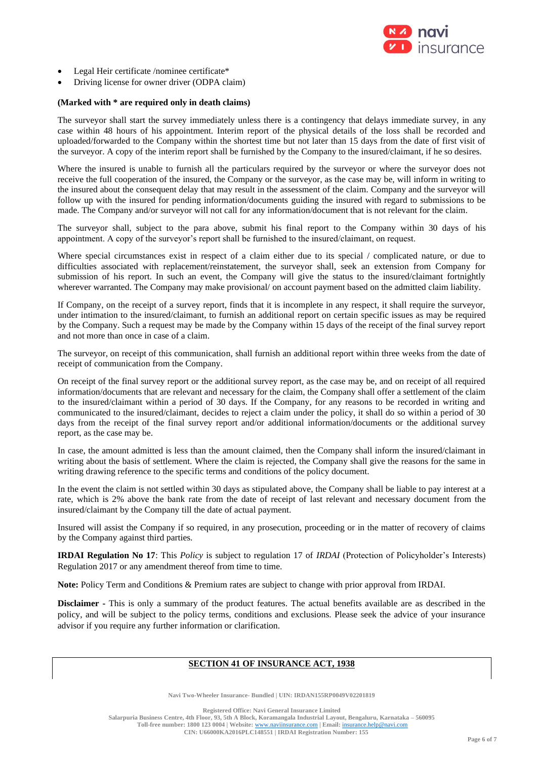- Legal Heir certificate /nominee certificate*
- Driving license for owner driver (ODPA claim)

**(Marked with * are required only in death claims)**

The surveyor shall start the survey immediately unless there is a contingency that delays immediate survey, in any case within 48 hours of his appointment. Interim report of the physical details of the loss shall be recorded and uploaded/forwarded to the Company within the shortest time but not later than 15 days from the date of first visit of the surveyor. A copy of the interim report shall be furnished by the Company to the insured/claimant, if he so desires.

Where the insured is unable to furnish all the particulars required by the surveyor or where the surveyor does not receive the full cooperation of the insured, the Company or the surveyor, as the case may be, will inform in writing to the insured about the consequent delay that may result in the assessment of the claim. Company and the surveyor will follow up with the insured for pending information/documents guiding the insured with regard to submissions to be made. The Company and/or surveyor will not call for any information/document that is not relevant for the claim.

The surveyor shall, subject to the para above, submit his final report to the Company within 30 days of his appointment. A copy of the surveyor's report shall be furnished to the insured/claimant, on request.

Where special circumstances exist in respect of a claim either due to its special / complicated nature, or due to difficulties associated with replacement/reinstatement, the surveyor shall, seek an extension from Company for submission of his report. In such an event, the Company will give the status to the insured/claimant fortnightly wherever warranted. The Company may make provisional/ on account payment based on the admitted claim liability.

If Company, on the receipt of a survey report, finds that it is incomplete in any respect, it shall require the surveyor, under intimation to the insured/claimant, to furnish an additional report on certain specific issues as may be required by the Company. Such a request may be made by the Company within 15 days of the receipt of the final survey report and not more than once in case of a claim.

The surveyor, on receipt of this communication, shall furnish an additional report within three weeks from the date of receipt of communication from the Company.

On receipt of the final survey report or the additional survey report, as the case may be, and on receipt of all required information/documents that are relevant and necessary for the claim, the Company shall offer a settlement of the claim to the insured/claimant within a period of 30 days. If the Company, for any reasons to be recorded in writing and communicated to the insured/claimant, decides to reject a claim under the policy, it shall do so within a period of 30 days from the receipt of the final survey report and/or additional information/documents or the additional survey report, as the case may be.

In case, the amount admitted is less than the amount claimed, then the Company shall inform the insured/claimant in writing about the basis of settlement. Where the claim is rejected, the Company shall give the reasons for the same in writing drawing reference to the specific terms and conditions of the policy document.

In the event the claim is not settled within 30 days as stipulated above, the Company shall be liable to pay interest at a rate, which is 2% above the bank rate from the date of receipt of last relevant and necessary document from the insured/claimant by the Company till the date of actual payment.

Insured will assist the Company if so required, in any prosecution, proceeding or in the matter of recovery of claims by the Company against third parties.

**IRDAI Regulation No 17**: This *Policy* is subject to regulation 17 of *IRDAI* (Protection of Policyholder's Interests) Regulation 2017 or any amendment thereof from time to time.

**Note:** Policy Term and Conditions & Premium rates are subject to change with prior approval from IRDAI.

**Disclaimer -** This is only a summary of the product features. The actual benefits available are as described in the policy, and will be subject to the policy terms, conditions and exclusions. Please seek the advice of your insurance advisor if you require any further information or clarification.

## SECTION 41 OF INSURANCE ACT, 1938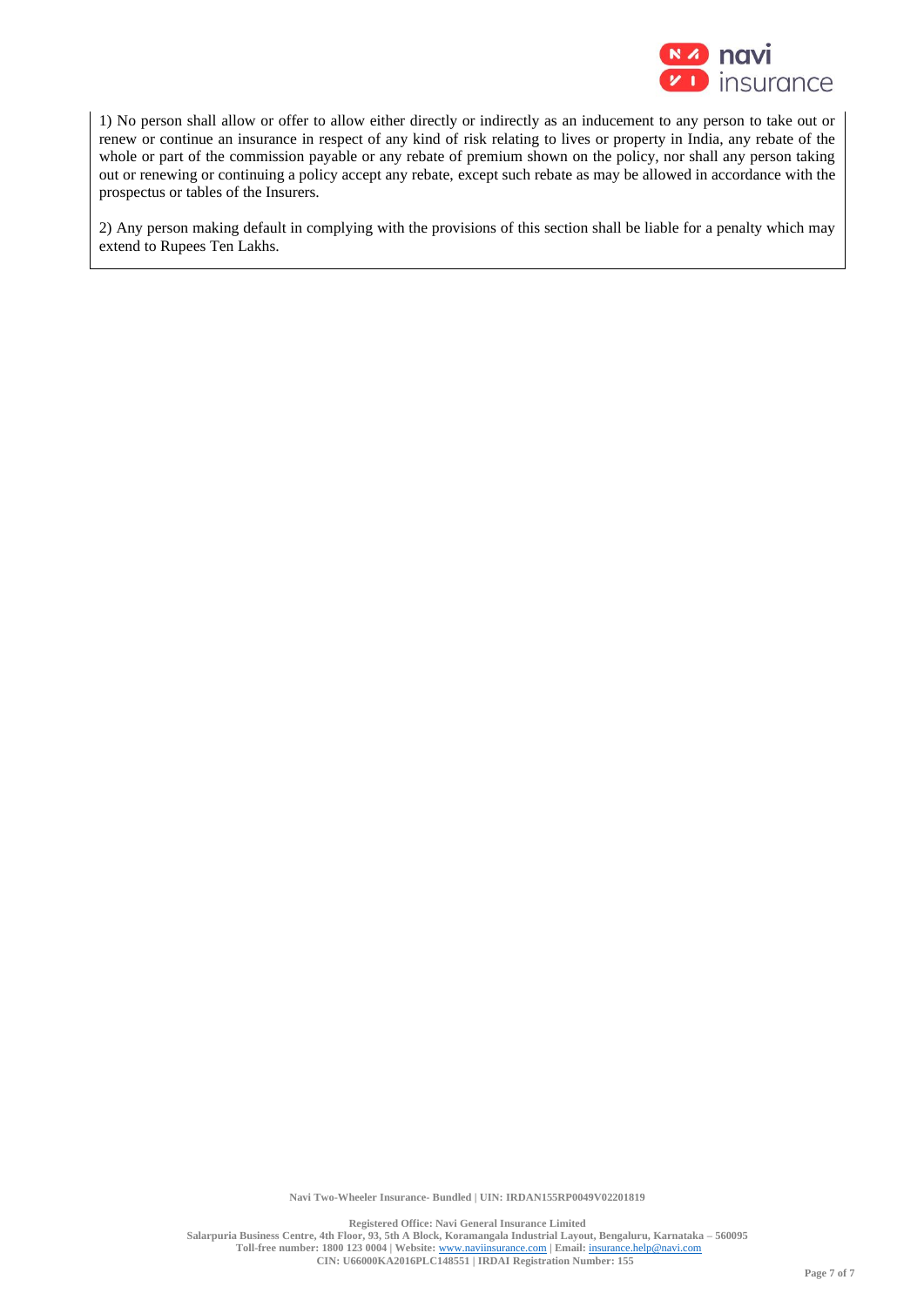1) No person shall allow or offer to allow either directly or indirectly as an inducement to any person to take out or renew or continue an insurance in respect of any kind of risk relating to lives or property in India, any rebate of the whole or part of the commission payable or any rebate of premium shown on the policy, nor shall any person taking out or renewing or continuing a policy accept any rebate, except such rebate as may be allowed in accordance with the prospectus or tables of the Insurers.

2) Any person making default in complying with the provisions of this section shall be liable for a penalty which may extend to Rupees Ten Lakhs.